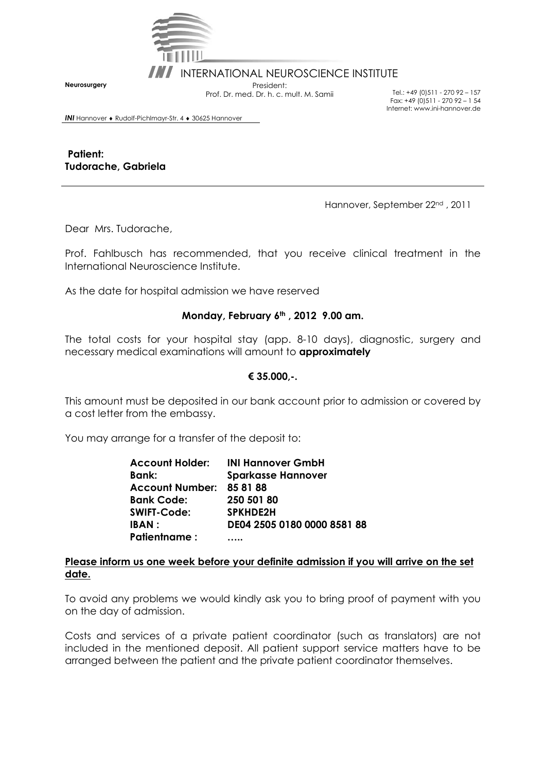INTERNATIONAL NEUROSCIENCE INSTITUTE

**Neurosurgery**

President:
Prof. Dr. med. Dr. h. c. mult. M. Samii

Tel.: +49 (0)511 - 270 92 – 157
Fax: +49 (0)511 - 270 92 – 1 54
Internet: www.ini-hannover.de

***INI*** Hannover ♦ Rudolf-Pichlmayr-Str. 4 ♦ 30625 Hannover

**Patient:**
**Tudorache, Gabriela**

---

Hannover, September 22nd , 2011

Dear Mrs. Tudorache,

Prof. Fahlbusch has recommended, that you receive clinical treatment in the International Neuroscience Institute.

As the date for hospital admission we have reserved

**Monday, February 6th , 2012 9.00 am.**

The total costs for your hospital stay (app. 8-10 days), diagnostic, surgery and necessary medical examinations will amount to **approximately**

**€ 35.000,-.**

This amount must be deposited in our bank account prior to admission or covered by a cost letter from the embassy.

You may arrange for a transfer of the deposit to:

| | |
|---|---|
| **Account Holder:** | **INI Hannover GmbH** |
| **Bank:** | **Sparkasse Hannover** |
| **Account Number:** | **85 81 88** |
| **Bank Code:** | **250 501 80** |
| **SWIFT-Code:** | **SPKHDE2H** |
| **IBAN :** | **DE04 2505 0180 0000 8581 88** |
| **Patientname :** | **…..** |

**Please inform us one week before your definite admission if you will arrive on the set date.**

To avoid any problems we would kindly ask you to bring proof of payment with you on the day of admission.

Costs and services of a private patient coordinator (such as translators) are not included in the mentioned deposit. All patient support service matters have to be arranged between the patient and the private patient coordinator themselves.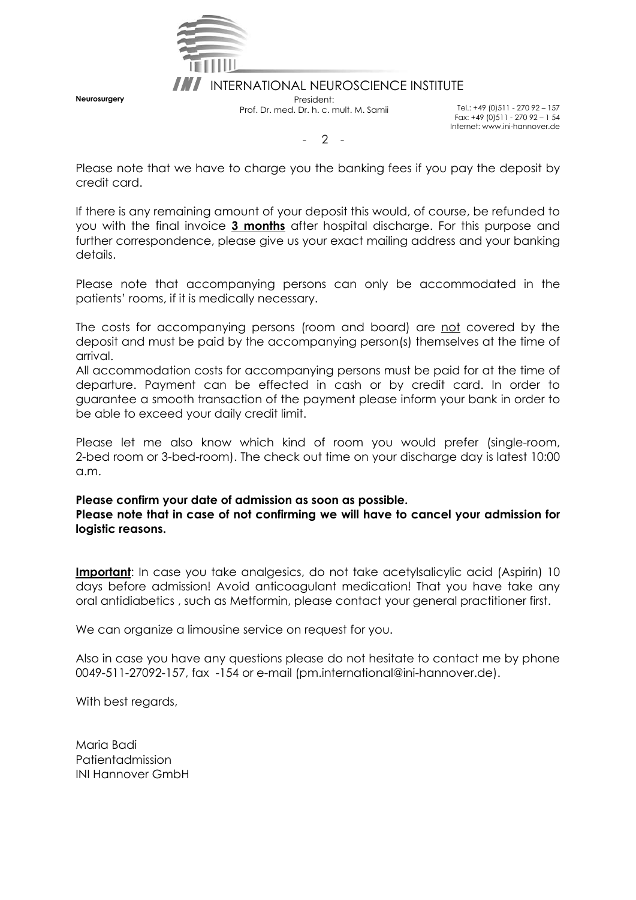Please note that we have to charge you the banking fees if you pay the deposit by credit card.

If there is any remaining amount of your deposit this would, of course, be refunded to you with the final invoice **3 months** after hospital discharge. For this purpose and further correspondence, please give us your exact mailing address and your banking details.

Please note that accompanying persons can only be accommodated in the patients' rooms, if it is medically necessary.

The costs for accompanying persons (room and board) are not covered by the deposit and must be paid by the accompanying person(s) themselves at the time of arrival.
All accommodation costs for accompanying persons must be paid for at the time of departure. Payment can be effected in cash or by credit card. In order to guarantee a smooth transaction of the payment please inform your bank in order to be able to exceed your daily credit limit.

Please let me also know which kind of room you would prefer (single-room, 2-bed room or 3-bed-room). The check out time on your discharge day is latest 10:00 a.m.

**Please confirm your date of admission as soon as possible.**
**Please note that in case of not confirming we will have to cancel your admission for logistic reasons.**

**Important**: In case you take analgesics, do not take acetylsalicylic acid (Aspirin) 10 days before admission! Avoid anticoagulant medication! That you have take any oral antidiabetics , such as Metformin, please contact your general practitioner first.

We can organize a limousine service on request for you.

Also in case you have any questions please do not hesitate to contact me by phone 0049-511-27092-157, fax -154 or e-mail (pm.international@ini-hannover.de).

With best regards,

Maria Badi
Patientadmission
INI Hannover GmbH